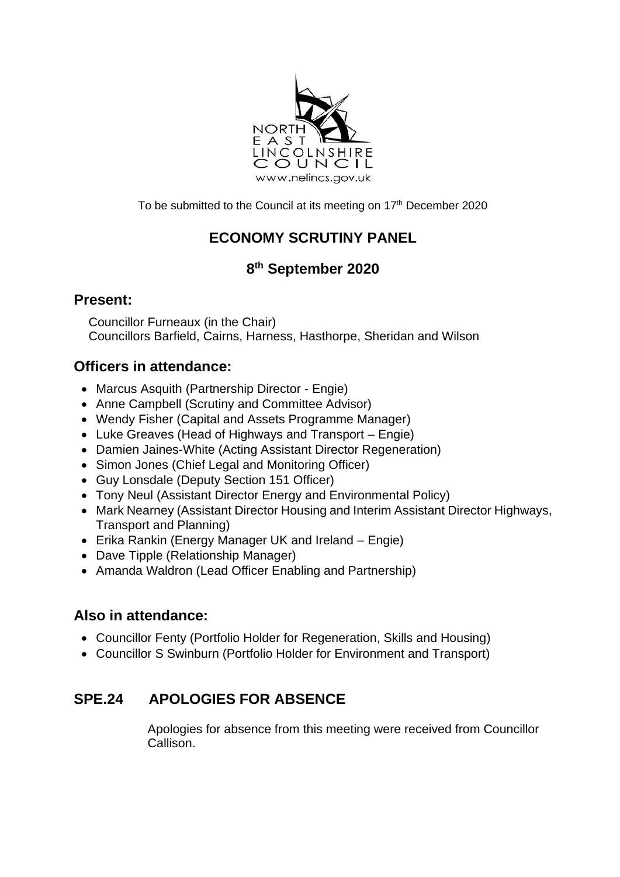To be submitted to the Council at its meeting on 17th December 2020

# ECONOMY SCRUTINY PANEL

## 8th September 2020

### Present:

Councillor Furneaux (in the Chair)
Councillors Barfield, Cairns, Harness, Hasthorpe, Sheridan and Wilson

### Officers in attendance:

- Marcus Asquith (Partnership Director - Engie)
- Anne Campbell (Scrutiny and Committee Advisor)
- Wendy Fisher (Capital and Assets Programme Manager)
- Luke Greaves (Head of Highways and Transport – Engie)
- Damien Jaines-White (Acting Assistant Director Regeneration)
- Simon Jones (Chief Legal and Monitoring Officer)
- Guy Lonsdale (Deputy Section 151 Officer)
- Tony Neul (Assistant Director Energy and Environmental Policy)
- Mark Nearney (Assistant Director Housing and Interim Assistant Director Highways, Transport and Planning)
- Erika Rankin (Energy Manager UK and Ireland – Engie)
- Dave Tipple (Relationship Manager)
- Amanda Waldron (Lead Officer Enabling and Partnership)

### Also in attendance:

- Councillor Fenty (Portfolio Holder for Regeneration, Skills and Housing)
- Councillor S Swinburn (Portfolio Holder for Environment and Transport)

## SPE.24 APOLOGIES FOR ABSENCE

Apologies for absence from this meeting were received from Councillor Callison.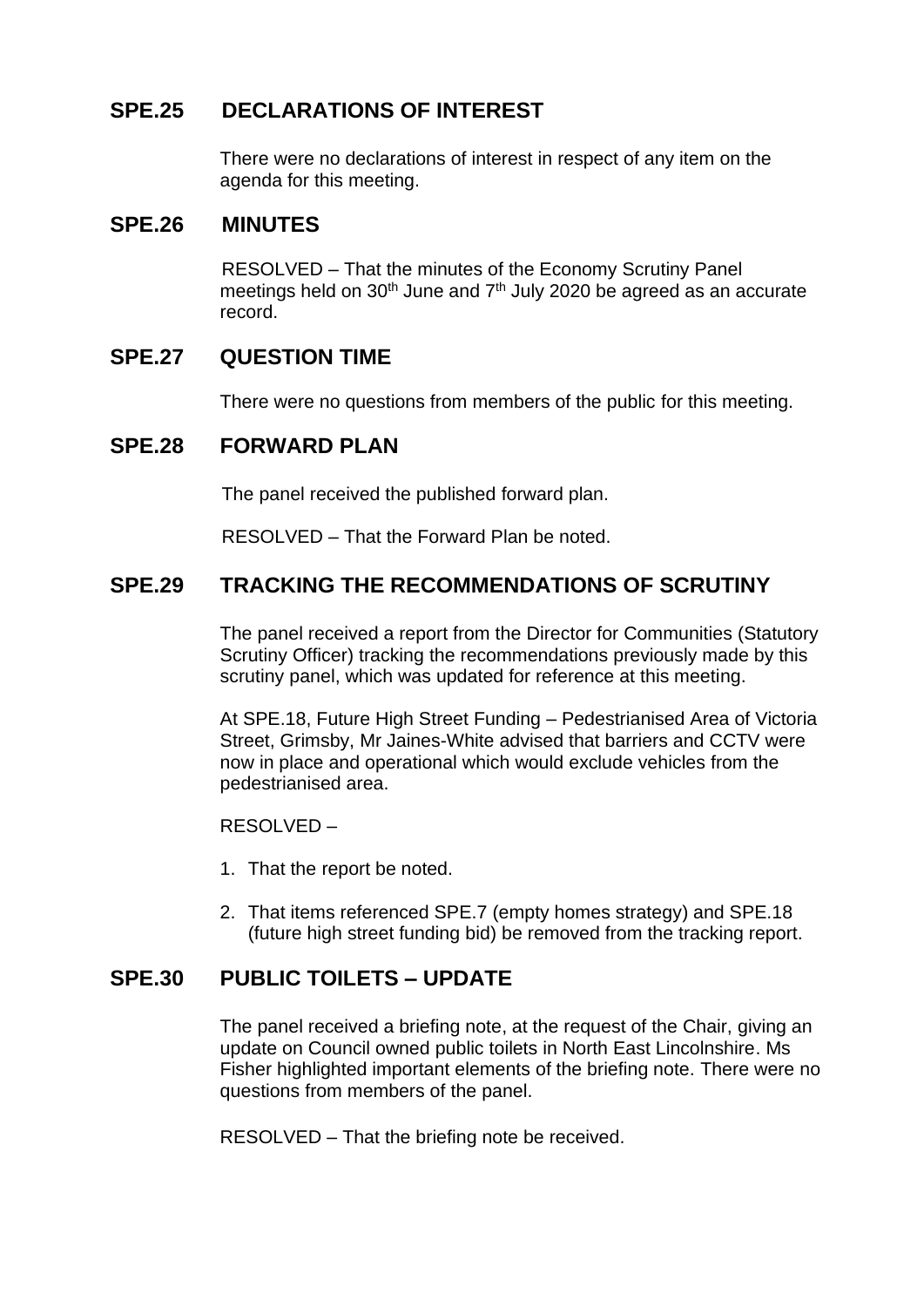## SPE.25 DECLARATIONS OF INTEREST

There were no declarations of interest in respect of any item on the agenda for this meeting.

## SPE.26 MINUTES

RESOLVED – That the minutes of the Economy Scrutiny Panel meetings held on 30th June and 7th July 2020 be agreed as an accurate record.

## SPE.27 QUESTION TIME

There were no questions from members of the public for this meeting.

## SPE.28 FORWARD PLAN

The panel received the published forward plan.

RESOLVED – That the Forward Plan be noted.

## SPE.29 TRACKING THE RECOMMENDATIONS OF SCRUTINY

The panel received a report from the Director for Communities (Statutory Scrutiny Officer) tracking the recommendations previously made by this scrutiny panel, which was updated for reference at this meeting.

At SPE.18, Future High Street Funding – Pedestrianised Area of Victoria Street, Grimsby, Mr Jaines-White advised that barriers and CCTV were now in place and operational which would exclude vehicles from the pedestrianised area.

RESOLVED –

1. That the report be noted.

2. That items referenced SPE.7 (empty homes strategy) and SPE.18 (future high street funding bid) be removed from the tracking report.

## SPE.30 PUBLIC TOILETS – UPDATE

The panel received a briefing note, at the request of the Chair, giving an update on Council owned public toilets in North East Lincolnshire. Ms Fisher highlighted important elements of the briefing note. There were no questions from members of the panel.

RESOLVED – That the briefing note be received.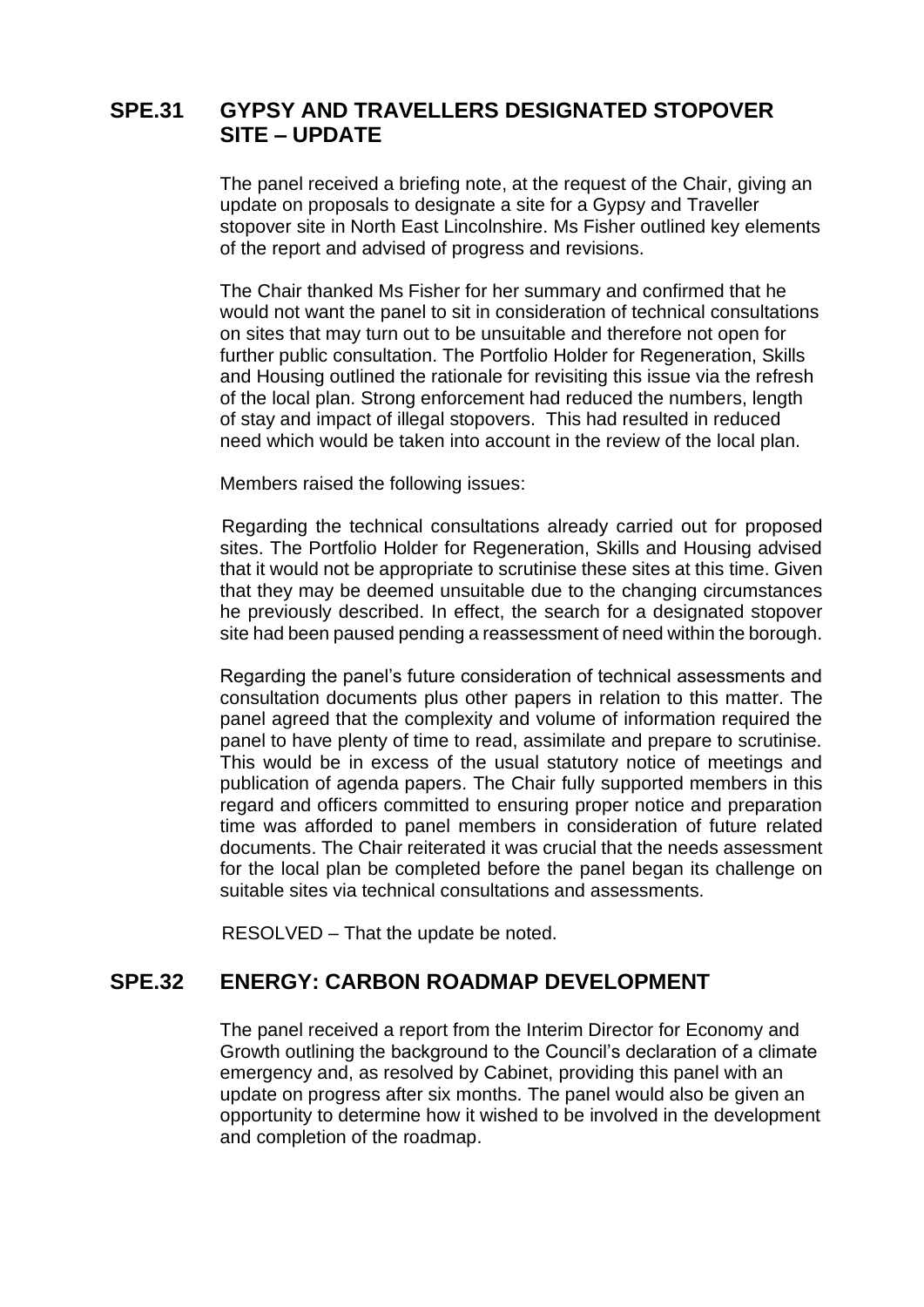## SPE.31 GYPSY AND TRAVELLERS DESIGNATED STOPOVER SITE – UPDATE

The panel received a briefing note, at the request of the Chair, giving an update on proposals to designate a site for a Gypsy and Traveller stopover site in North East Lincolnshire. Ms Fisher outlined key elements of the report and advised of progress and revisions.

The Chair thanked Ms Fisher for her summary and confirmed that he would not want the panel to sit in consideration of technical consultations on sites that may turn out to be unsuitable and therefore not open for further public consultation. The Portfolio Holder for Regeneration, Skills and Housing outlined the rationale for revisiting this issue via the refresh of the local plan. Strong enforcement had reduced the numbers, length of stay and impact of illegal stopovers. This had resulted in reduced need which would be taken into account in the review of the local plan.

Members raised the following issues:

Regarding the technical consultations already carried out for proposed sites. The Portfolio Holder for Regeneration, Skills and Housing advised that it would not be appropriate to scrutinise these sites at this time. Given that they may be deemed unsuitable due to the changing circumstances he previously described. In effect, the search for a designated stopover site had been paused pending a reassessment of need within the borough.

Regarding the panel's future consideration of technical assessments and consultation documents plus other papers in relation to this matter. The panel agreed that the complexity and volume of information required the panel to have plenty of time to read, assimilate and prepare to scrutinise. This would be in excess of the usual statutory notice of meetings and publication of agenda papers. The Chair fully supported members in this regard and officers committed to ensuring proper notice and preparation time was afforded to panel members in consideration of future related documents. The Chair reiterated it was crucial that the needs assessment for the local plan be completed before the panel began its challenge on suitable sites via technical consultations and assessments.

RESOLVED – That the update be noted.

## SPE.32 ENERGY: CARBON ROADMAP DEVELOPMENT

The panel received a report from the Interim Director for Economy and Growth outlining the background to the Council's declaration of a climate emergency and, as resolved by Cabinet, providing this panel with an update on progress after six months. The panel would also be given an opportunity to determine how it wished to be involved in the development and completion of the roadmap.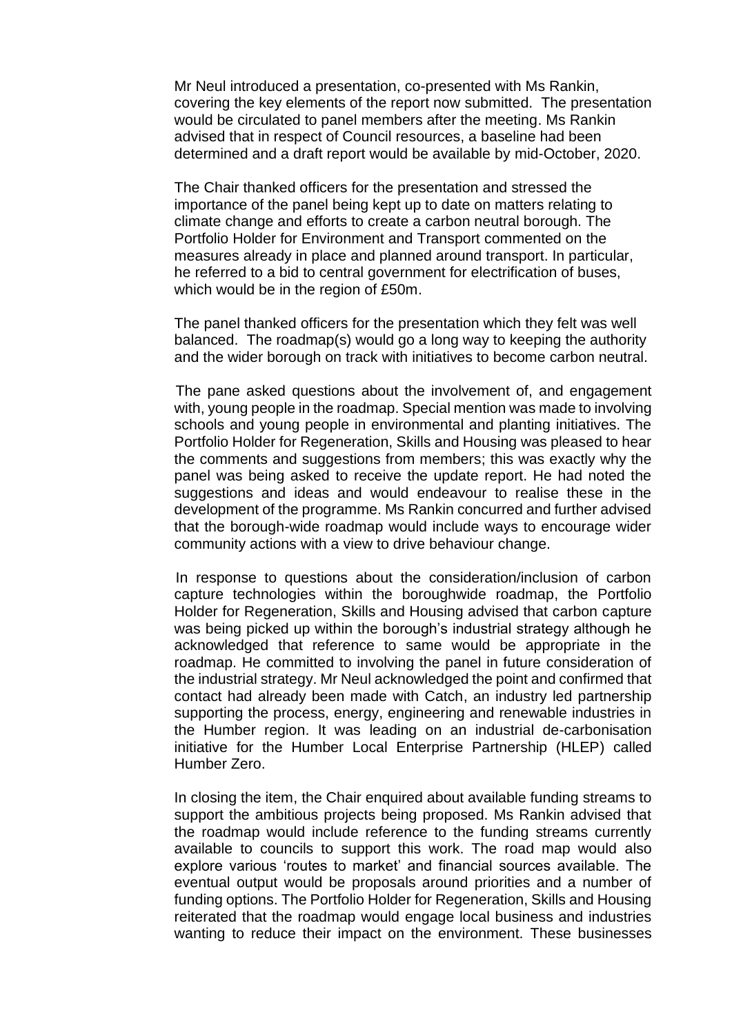Mr Neul introduced a presentation, co-presented with Ms Rankin, covering the key elements of the report now submitted. The presentation would be circulated to panel members after the meeting. Ms Rankin advised that in respect of Council resources, a baseline had been determined and a draft report would be available by mid-October, 2020.

The Chair thanked officers for the presentation and stressed the importance of the panel being kept up to date on matters relating to climate change and efforts to create a carbon neutral borough. The Portfolio Holder for Environment and Transport commented on the measures already in place and planned around transport. In particular, he referred to a bid to central government for electrification of buses, which would be in the region of £50m.

The panel thanked officers for the presentation which they felt was well balanced. The roadmap(s) would go a long way to keeping the authority and the wider borough on track with initiatives to become carbon neutral.

The pane asked questions about the involvement of, and engagement with, young people in the roadmap. Special mention was made to involving schools and young people in environmental and planting initiatives. The Portfolio Holder for Regeneration, Skills and Housing was pleased to hear the comments and suggestions from members; this was exactly why the panel was being asked to receive the update report. He had noted the suggestions and ideas and would endeavour to realise these in the development of the programme. Ms Rankin concurred and further advised that the borough-wide roadmap would include ways to encourage wider community actions with a view to drive behaviour change.

In response to questions about the consideration/inclusion of carbon capture technologies within the boroughwide roadmap, the Portfolio Holder for Regeneration, Skills and Housing advised that carbon capture was being picked up within the borough's industrial strategy although he acknowledged that reference to same would be appropriate in the roadmap. He committed to involving the panel in future consideration of the industrial strategy. Mr Neul acknowledged the point and confirmed that contact had already been made with Catch, an industry led partnership supporting the process, energy, engineering and renewable industries in the Humber region. It was leading on an industrial de-carbonisation initiative for the Humber Local Enterprise Partnership (HLEP) called Humber Zero.

In closing the item, the Chair enquired about available funding streams to support the ambitious projects being proposed. Ms Rankin advised that the roadmap would include reference to the funding streams currently available to councils to support this work. The road map would also explore various 'routes to market' and financial sources available. The eventual output would be proposals around priorities and a number of funding options. The Portfolio Holder for Regeneration, Skills and Housing reiterated that the roadmap would engage local business and industries wanting to reduce their impact on the environment. These businesses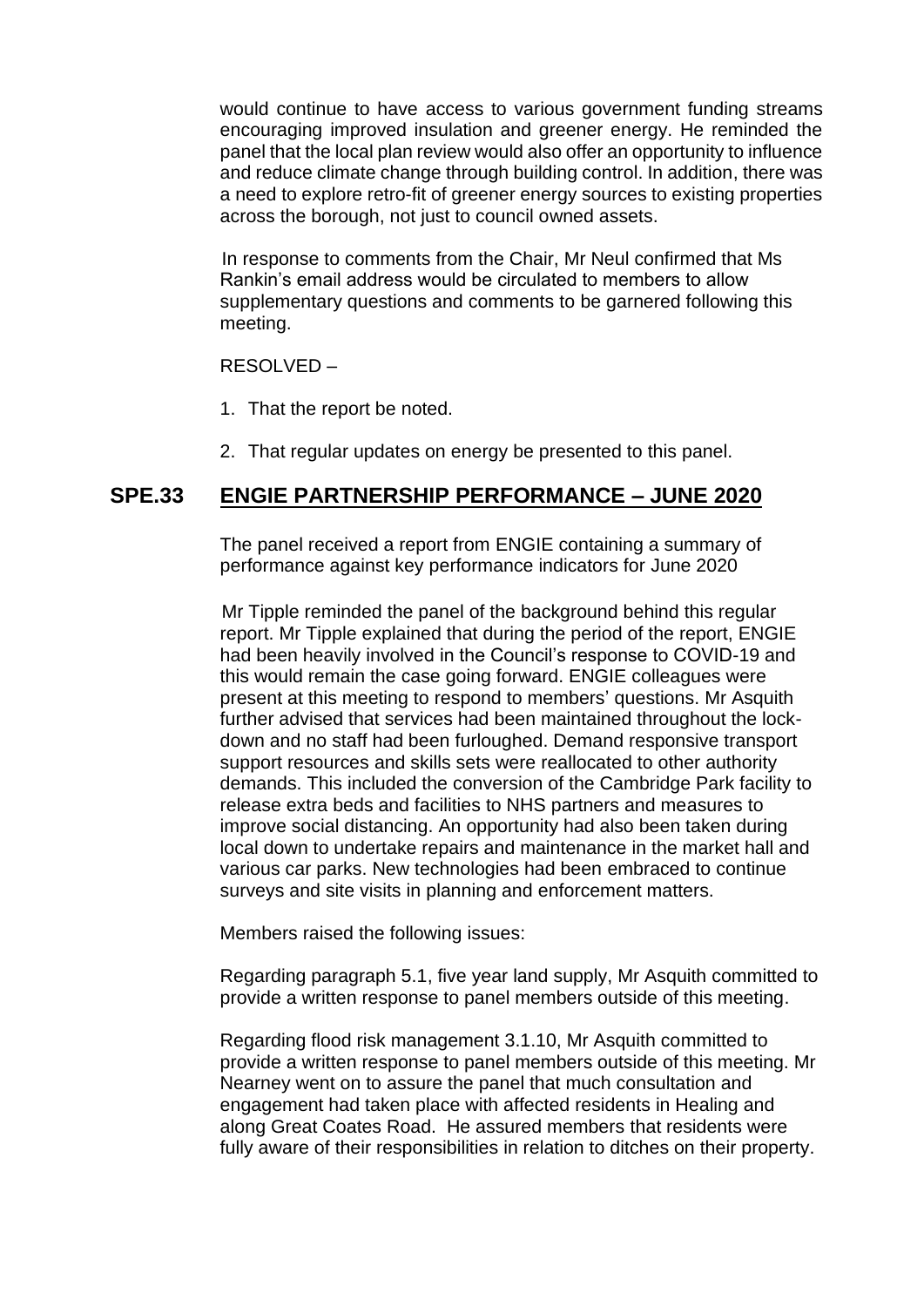would continue to have access to various government funding streams encouraging improved insulation and greener energy. He reminded the panel that the local plan review would also offer an opportunity to influence and reduce climate change through building control. In addition, there was a need to explore retro-fit of greener energy sources to existing properties across the borough, not just to council owned assets.

In response to comments from the Chair, Mr Neul confirmed that Ms Rankin's email address would be circulated to members to allow supplementary questions and comments to be garnered following this meeting.

RESOLVED –

1. That the report be noted.
2. That regular updates on energy be presented to this panel.

## SPE.33 ENGIE PARTNERSHIP PERFORMANCE – JUNE 2020

The panel received a report from ENGIE containing a summary of performance against key performance indicators for June 2020

Mr Tipple reminded the panel of the background behind this regular report. Mr Tipple explained that during the period of the report, ENGIE had been heavily involved in the Council's response to COVID-19 and this would remain the case going forward. ENGIE colleagues were present at this meeting to respond to members' questions. Mr Asquith further advised that services had been maintained throughout the lock-down and no staff had been furloughed. Demand responsive transport support resources and skills sets were reallocated to other authority demands. This included the conversion of the Cambridge Park facility to release extra beds and facilities to NHS partners and measures to improve social distancing. An opportunity had also been taken during local down to undertake repairs and maintenance in the market hall and various car parks. New technologies had been embraced to continue surveys and site visits in planning and enforcement matters.

Members raised the following issues:

Regarding paragraph 5.1, five year land supply, Mr Asquith committed to provide a written response to panel members outside of this meeting.

Regarding flood risk management 3.1.10, Mr Asquith committed to provide a written response to panel members outside of this meeting. Mr Nearney went on to assure the panel that much consultation and engagement had taken place with affected residents in Healing and along Great Coates Road. He assured members that residents were fully aware of their responsibilities in relation to ditches on their property.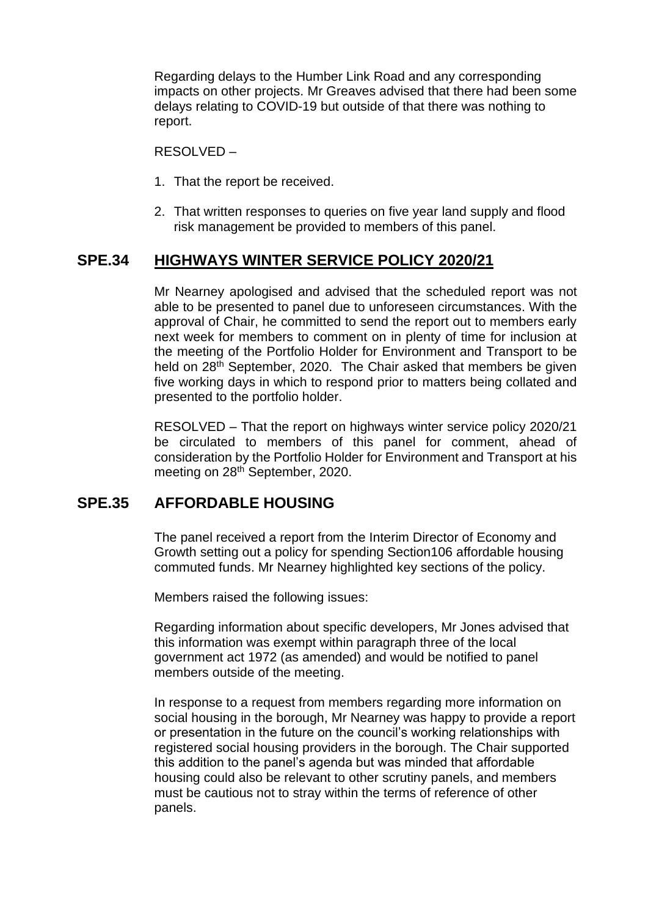Regarding delays to the Humber Link Road and any corresponding impacts on other projects. Mr Greaves advised that there had been some delays relating to COVID-19 but outside of that there was nothing to report.

RESOLVED –

1. That the report be received.

2. That written responses to queries on five year land supply and flood risk management be provided to members of this panel.

## SPE.34 HIGHWAYS WINTER SERVICE POLICY 2020/21

Mr Nearney apologised and advised that the scheduled report was not able to be presented to panel due to unforeseen circumstances. With the approval of Chair, he committed to send the report out to members early next week for members to comment on in plenty of time for inclusion at the meeting of the Portfolio Holder for Environment and Transport to be held on 28th September, 2020. The Chair asked that members be given five working days in which to respond prior to matters being collated and presented to the portfolio holder.

RESOLVED – That the report on highways winter service policy 2020/21 be circulated to members of this panel for comment, ahead of consideration by the Portfolio Holder for Environment and Transport at his meeting on 28th September, 2020.

## SPE.35 AFFORDABLE HOUSING

The panel received a report from the Interim Director of Economy and Growth setting out a policy for spending Section106 affordable housing commuted funds. Mr Nearney highlighted key sections of the policy.

Members raised the following issues:

Regarding information about specific developers, Mr Jones advised that this information was exempt within paragraph three of the local government act 1972 (as amended) and would be notified to panel members outside of the meeting.

In response to a request from members regarding more information on social housing in the borough, Mr Nearney was happy to provide a report or presentation in the future on the council's working relationships with registered social housing providers in the borough. The Chair supported this addition to the panel's agenda but was minded that affordable housing could also be relevant to other scrutiny panels, and members must be cautious not to stray within the terms of reference of other panels.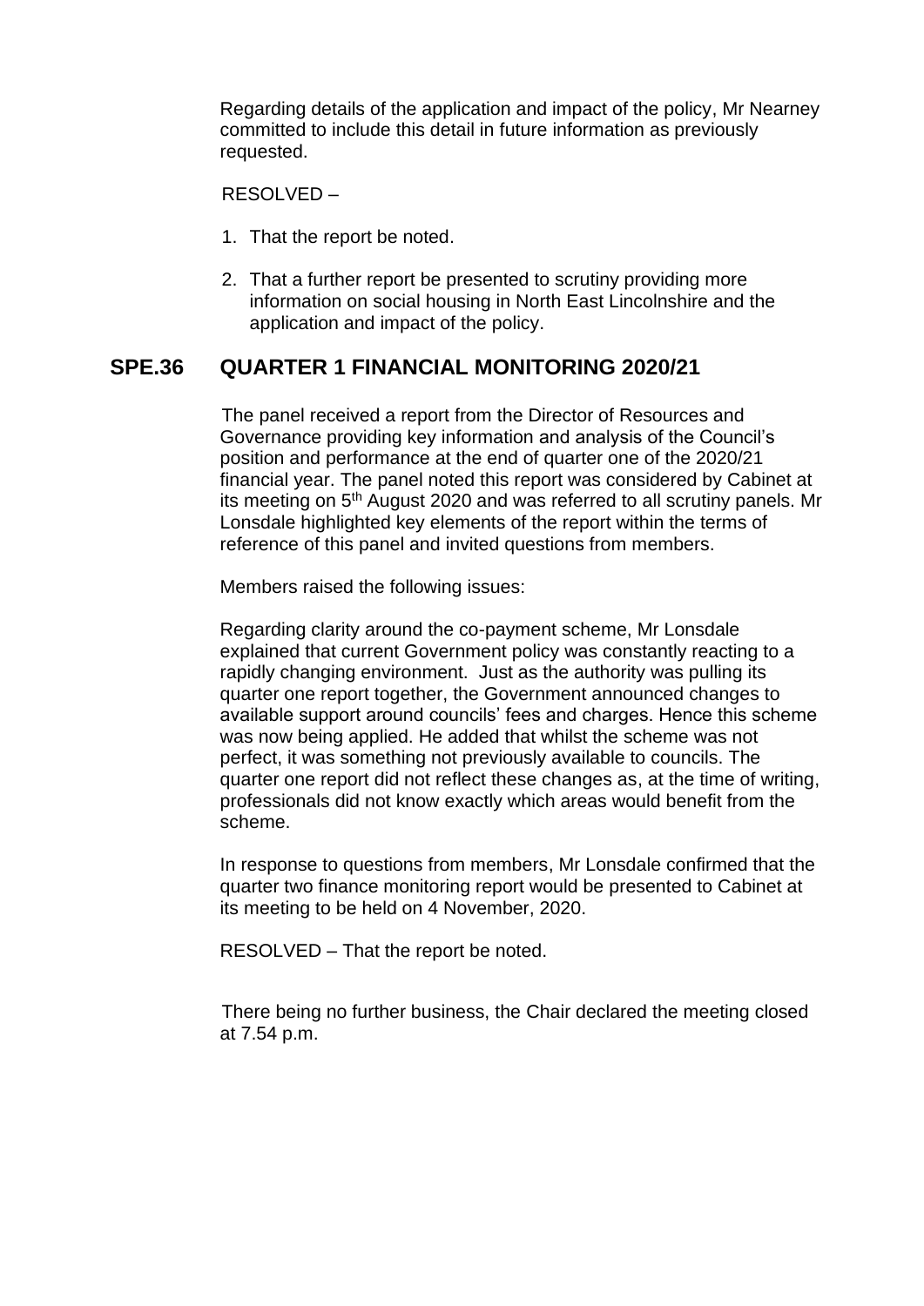Regarding details of the application and impact of the policy, Mr Nearney committed to include this detail in future information as previously requested.

RESOLVED –

1. That the report be noted.

2. That a further report be presented to scrutiny providing more information on social housing in North East Lincolnshire and the application and impact of the policy.

## SPE.36 QUARTER 1 FINANCIAL MONITORING 2020/21

The panel received a report from the Director of Resources and Governance providing key information and analysis of the Council's position and performance at the end of quarter one of the 2020/21 financial year. The panel noted this report was considered by Cabinet at its meeting on 5th August 2020 and was referred to all scrutiny panels. Mr Lonsdale highlighted key elements of the report within the terms of reference of this panel and invited questions from members.

Members raised the following issues:

Regarding clarity around the co-payment scheme, Mr Lonsdale explained that current Government policy was constantly reacting to a rapidly changing environment. Just as the authority was pulling its quarter one report together, the Government announced changes to available support around councils' fees and charges. Hence this scheme was now being applied. He added that whilst the scheme was not perfect, it was something not previously available to councils. The quarter one report did not reflect these changes as, at the time of writing, professionals did not know exactly which areas would benefit from the scheme.

In response to questions from members, Mr Lonsdale confirmed that the quarter two finance monitoring report would be presented to Cabinet at its meeting to be held on 4 November, 2020.

RESOLVED – That the report be noted.

There being no further business, the Chair declared the meeting closed at 7.54 p.m.